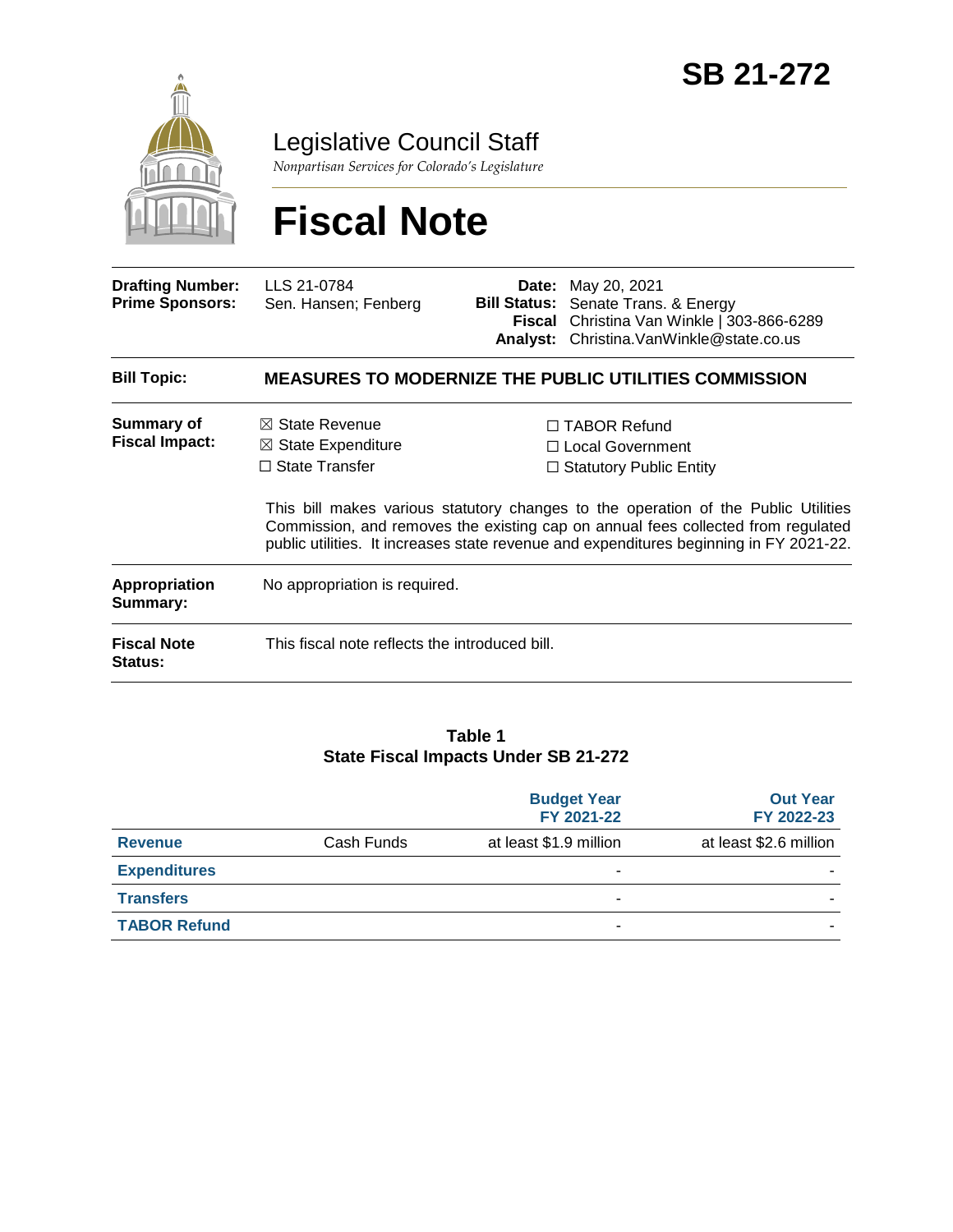# SB 21-272

Legislative Council Staff

*Nonpartisan Services for Colorado's Legislature*

# Fiscal Note

| | | | |
|---|---|---|---|
| **Drafting Number:** | LLS 21-0784 | **Date:** | May 20, 2021 |
| **Prime Sponsors:** | Sen. Hansen; Fenberg | **Bill Status:** | Senate Trans. & Energy |
| | | **Fiscal Analyst:** | Christina Van Winkle \| 303-866-6289 Christina.VanWinkle@state.co.us |

| | |
|---|---|
| **Bill Topic:** | **MEASURES TO MODERNIZE THE PUBLIC UTILITIES COMMISSION** |
| **Summary of Fiscal Impact:** | ☒ State Revenue ☒ State Expenditure ☐ State Transfer ☐ TABOR Refund ☐ Local Government ☐ Statutory Public Entity<br><br>This bill makes various statutory changes to the operation of the Public Utilities Commission, and removes the existing cap on annual fees collected from regulated public utilities. It increases state revenue and expenditures beginning in FY 2021-22. |
| **Appropriation Summary:** | No appropriation is required. |
| **Fiscal Note Status:** | This fiscal note reflects the introduced bill. |

**Table 1**
**State Fiscal Impacts Under SB 21-272**

| | | Budget Year FY 2021-22 | Out Year FY 2022-23 |
|---|---|---|---|
| **Revenue** | Cash Funds | at least $1.9 million | at least $2.6 million |
| **Expenditures** | | - | - |
| **Transfers** | | - | - |
| **TABOR Refund** | | - | - |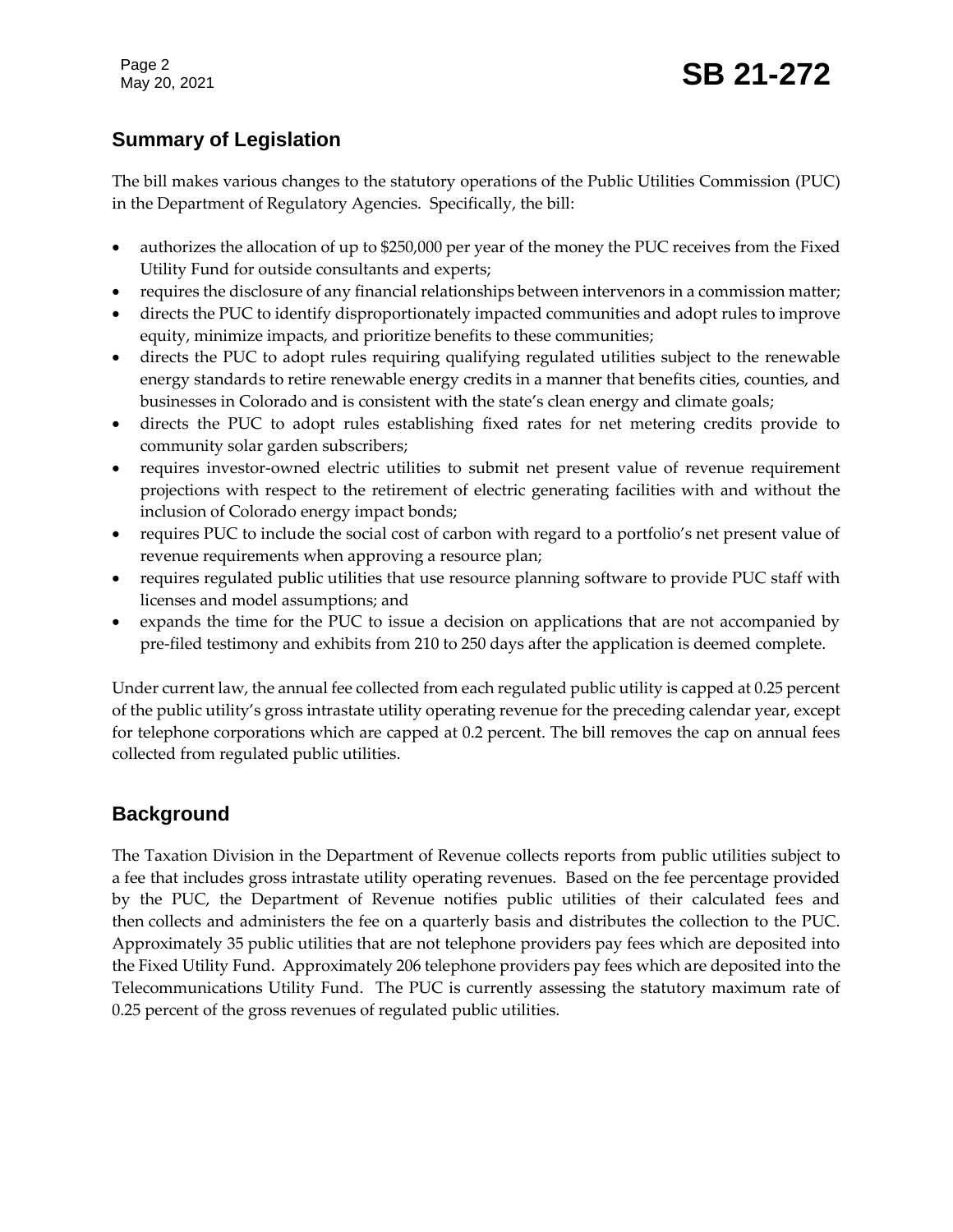## Summary of Legislation

The bill makes various changes to the statutory operations of the Public Utilities Commission (PUC) in the Department of Regulatory Agencies. Specifically, the bill:

- authorizes the allocation of up to $250,000 per year of the money the PUC receives from the Fixed Utility Fund for outside consultants and experts;
- requires the disclosure of any financial relationships between intervenors in a commission matter;
- directs the PUC to identify disproportionately impacted communities and adopt rules to improve equity, minimize impacts, and prioritize benefits to these communities;
- directs the PUC to adopt rules requiring qualifying regulated utilities subject to the renewable energy standards to retire renewable energy credits in a manner that benefits cities, counties, and businesses in Colorado and is consistent with the state's clean energy and climate goals;
- directs the PUC to adopt rules establishing fixed rates for net metering credits provide to community solar garden subscribers;
- requires investor-owned electric utilities to submit net present value of revenue requirement projections with respect to the retirement of electric generating facilities with and without the inclusion of Colorado energy impact bonds;
- requires PUC to include the social cost of carbon with regard to a portfolio's net present value of revenue requirements when approving a resource plan;
- requires regulated public utilities that use resource planning software to provide PUC staff with licenses and model assumptions; and
- expands the time for the PUC to issue a decision on applications that are not accompanied by pre-filed testimony and exhibits from 210 to 250 days after the application is deemed complete.

Under current law, the annual fee collected from each regulated public utility is capped at 0.25 percent of the public utility's gross intrastate utility operating revenue for the preceding calendar year, except for telephone corporations which are capped at 0.2 percent. The bill removes the cap on annual fees collected from regulated public utilities.

## Background

The Taxation Division in the Department of Revenue collects reports from public utilities subject to a fee that includes gross intrastate utility operating revenues. Based on the fee percentage provided by the PUC, the Department of Revenue notifies public utilities of their calculated fees and then collects and administers the fee on a quarterly basis and distributes the collection to the PUC. Approximately 35 public utilities that are not telephone providers pay fees which are deposited into the Fixed Utility Fund. Approximately 206 telephone providers pay fees which are deposited into the Telecommunications Utility Fund. The PUC is currently assessing the statutory maximum rate of 0.25 percent of the gross revenues of regulated public utilities.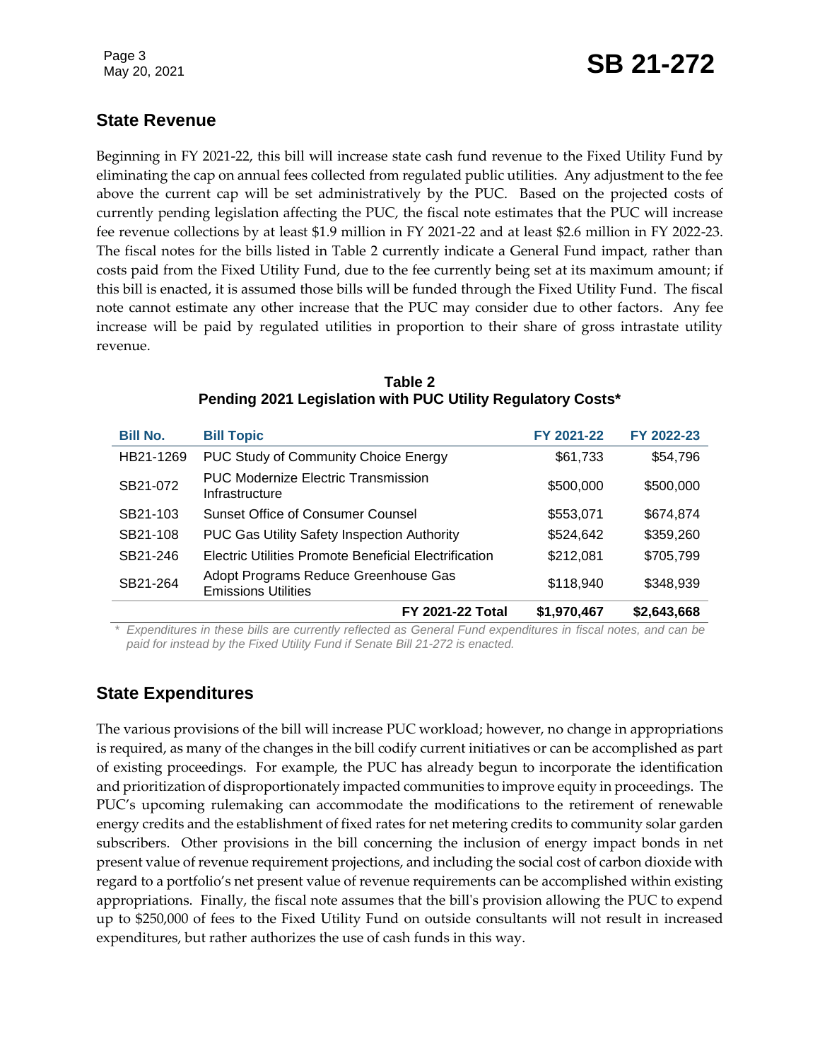## State Revenue

Beginning in FY 2021-22, this bill will increase state cash fund revenue to the Fixed Utility Fund by eliminating the cap on annual fees collected from regulated public utilities. Any adjustment to the fee above the current cap will be set administratively by the PUC. Based on the projected costs of currently pending legislation affecting the PUC, the fiscal note estimates that the PUC will increase fee revenue collections by at least $1.9 million in FY 2021-22 and at least $2.6 million in FY 2022-23. The fiscal notes for the bills listed in Table 2 currently indicate a General Fund impact, rather than costs paid from the Fixed Utility Fund, due to the fee currently being set at its maximum amount; if this bill is enacted, it is assumed those bills will be funded through the Fixed Utility Fund. The fiscal note cannot estimate any other increase that the PUC may consider due to other factors. Any fee increase will be paid by regulated utilities in proportion to their share of gross intrastate utility revenue.

**Table 2**
**Pending 2021 Legislation with PUC Utility Regulatory Costs***

| Bill No. | Bill Topic | FY 2021-22 | FY 2022-23 |
|---|---|---|---|
| HB21-1269 | PUC Study of Community Choice Energy | $61,733 | $54,796 |
| SB21-072 | PUC Modernize Electric Transmission Infrastructure | $500,000 | $500,000 |
| SB21-103 | Sunset Office of Consumer Counsel | $553,071 | $674,874 |
| SB21-108 | PUC Gas Utility Safety Inspection Authority | $524,642 | $359,260 |
| SB21-246 | Electric Utilities Promote Beneficial Electrification | $212,081 | $705,799 |
| SB21-264 | Adopt Programs Reduce Greenhouse Gas Emissions Utilities | $118,940 | $348,939 |
| | **FY 2021-22 Total** | **$1,970,467** | **$2,643,668** |

*\* Expenditures in these bills are currently reflected as General Fund expenditures in fiscal notes, and can be paid for instead by the Fixed Utility Fund if Senate Bill 21-272 is enacted.*

## State Expenditures

The various provisions of the bill will increase PUC workload; however, no change in appropriations is required, as many of the changes in the bill codify current initiatives or can be accomplished as part of existing proceedings. For example, the PUC has already begun to incorporate the identification and prioritization of disproportionately impacted communities to improve equity in proceedings. The PUC's upcoming rulemaking can accommodate the modifications to the retirement of renewable energy credits and the establishment of fixed rates for net metering credits to community solar garden subscribers. Other provisions in the bill concerning the inclusion of energy impact bonds in net present value of revenue requirement projections, and including the social cost of carbon dioxide with regard to a portfolio's net present value of revenue requirements can be accomplished within existing appropriations. Finally, the fiscal note assumes that the bill's provision allowing the PUC to expend up to $250,000 of fees to the Fixed Utility Fund on outside consultants will not result in increased expenditures, but rather authorizes the use of cash funds in this way.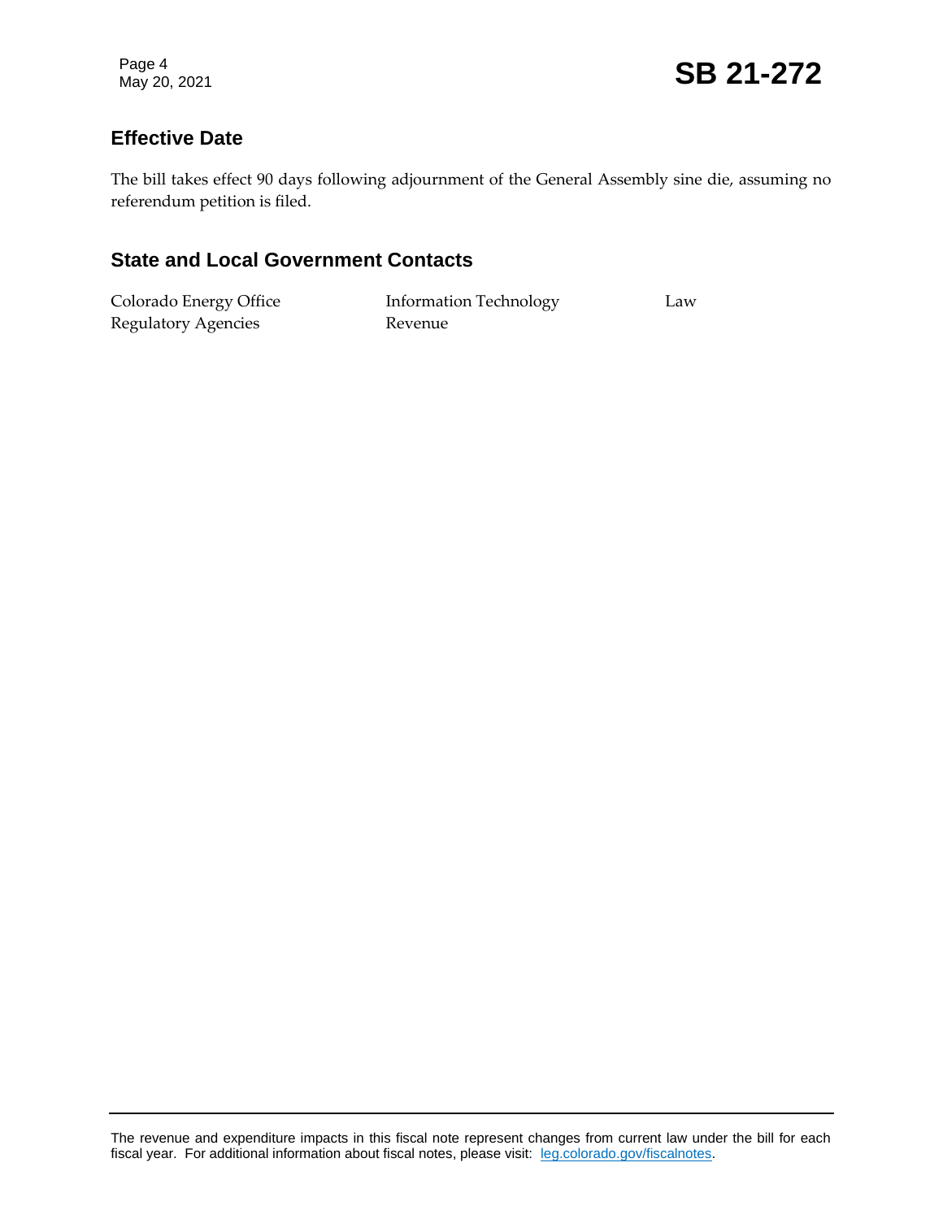## Effective Date

The bill takes effect 90 days following adjournment of the General Assembly sine die, assuming no referendum petition is filed.

## State and Local Government Contacts

| | | |
|---|---|---|
| Colorado Energy Office | Information Technology | Law |
| Regulatory Agencies | Revenue | |

The revenue and expenditure impacts in this fiscal note represent changes from current law under the bill for each fiscal year. For additional information about fiscal notes, please visit: leg.colorado.gov/fiscalnotes.